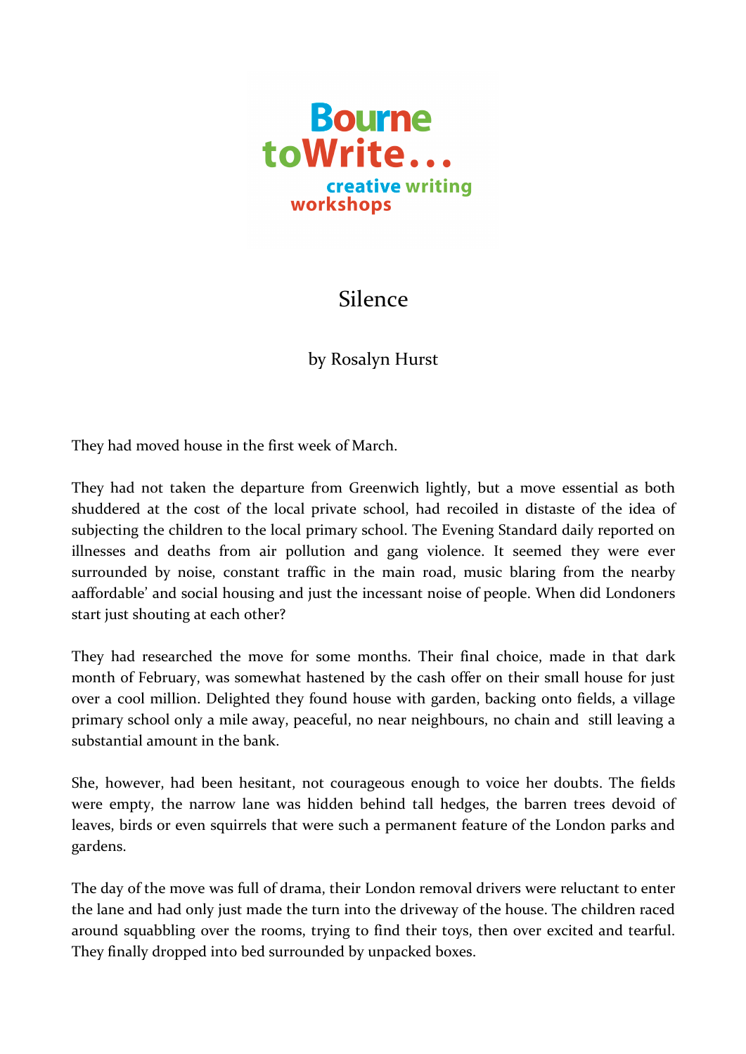Bourne toWrite... creative writing workshops

# Silence

by Rosalyn Hurst

They had moved house in the first week of March.

They had not taken the departure from Greenwich lightly, but a move essential as both shuddered at the cost of the local private school, had recoiled in distaste of the idea of subjecting the children to the local primary school. The Evening Standard daily reported on illnesses and deaths from air pollution and gang violence. It seemed they were ever surrounded by noise, constant traffic in the main road, music blaring from the nearby aaffordable' and social housing and just the incessant noise of people. When did Londoners start just shouting at each other?

They had researched the move for some months. Their final choice, made in that dark month of February, was somewhat hastened by the cash offer on their small house for just over a cool million. Delighted they found house with garden, backing onto fields, a village primary school only a mile away, peaceful, no near neighbours, no chain and still leaving a substantial amount in the bank.

She, however, had been hesitant, not courageous enough to voice her doubts. The fields were empty, the narrow lane was hidden behind tall hedges, the barren trees devoid of leaves, birds or even squirrels that were such a permanent feature of the London parks and gardens.

The day of the move was full of drama, their London removal drivers were reluctant to enter the lane and had only just made the turn into the driveway of the house. The children raced around squabbling over the rooms, trying to find their toys, then over excited and tearful. They finally dropped into bed surrounded by unpacked boxes.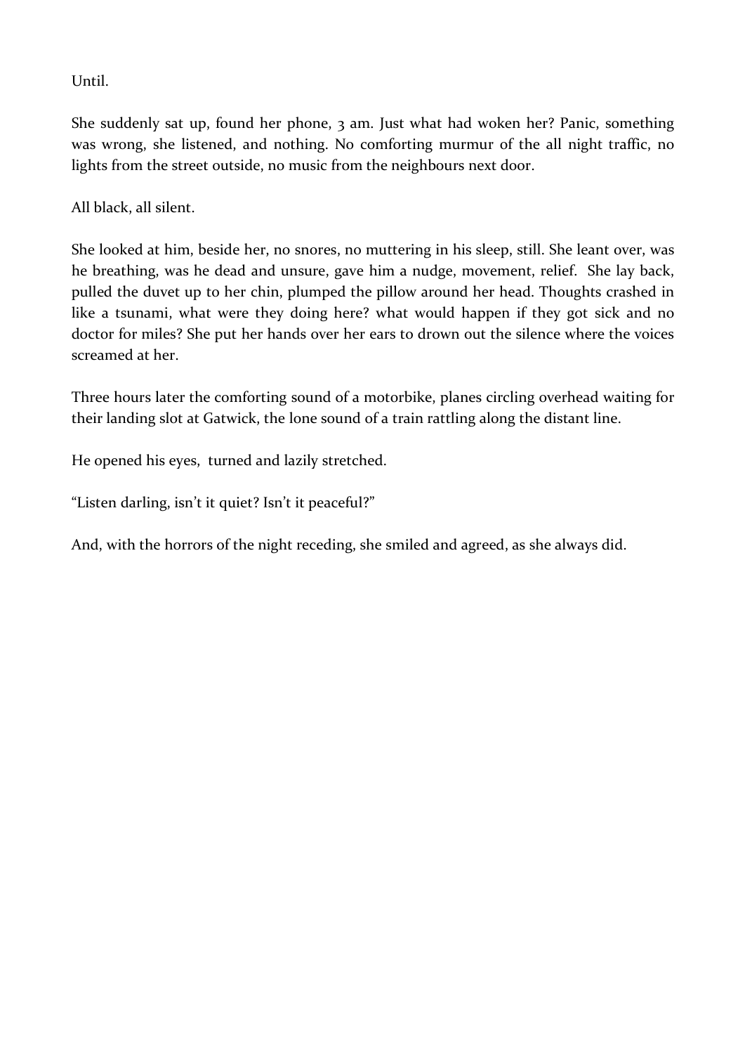Until.

She suddenly sat up, found her phone, 3 am. Just what had woken her? Panic, something was wrong, she listened, and nothing. No comforting murmur of the all night traffic, no lights from the street outside, no music from the neighbours next door.

All black, all silent.

She looked at him, beside her, no snores, no muttering in his sleep, still. She leant over, was he breathing, was he dead and unsure, gave him a nudge, movement, relief. She lay back, pulled the duvet up to her chin, plumped the pillow around her head. Thoughts crashed in like a tsunami, what were they doing here? what would happen if they got sick and no doctor for miles? She put her hands over her ears to drown out the silence where the voices screamed at her.

Three hours later the comforting sound of a motorbike, planes circling overhead waiting for their landing slot at Gatwick, the lone sound of a train rattling along the distant line.

He opened his eyes, turned and lazily stretched.

"Listen darling, isn't it quiet? Isn't it peaceful?"

And, with the horrors of the night receding, she smiled and agreed, as she always did.